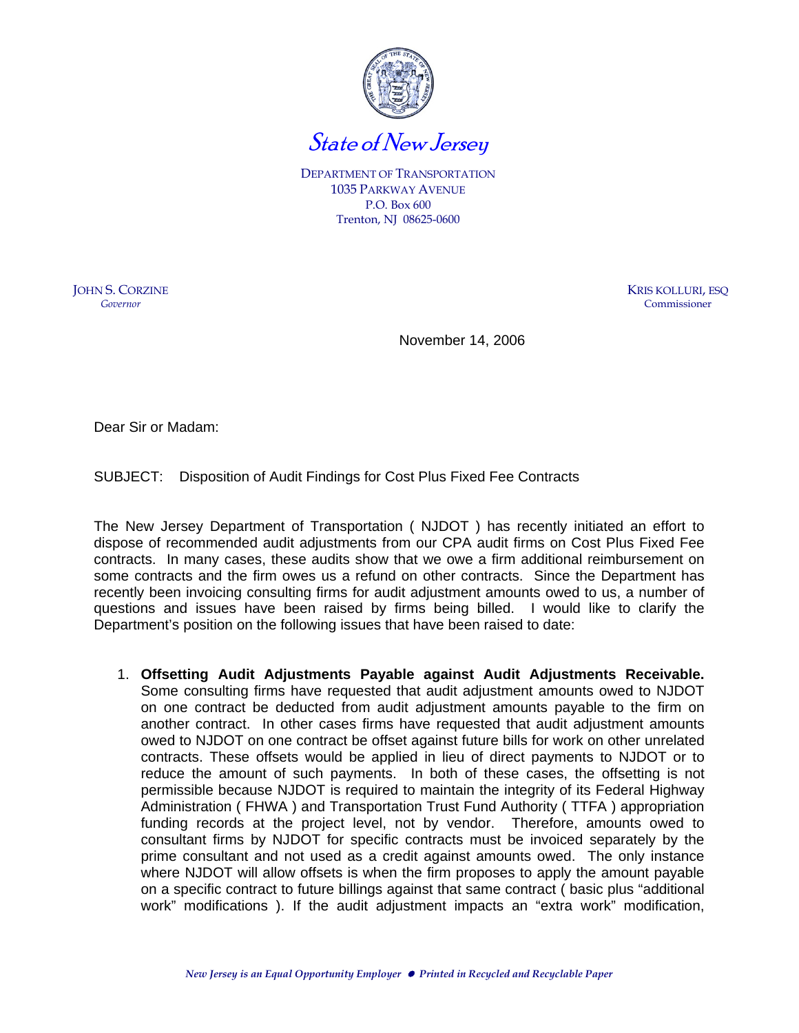State of New Jersey

DEPARTMENT OF TRANSPORTATION
1035 PARKWAY AVENUE
P.O. Box 600
Trenton, NJ 08625-0600

JOHN S. CORZINE
*Governor*

KRIS KOLLURI, ESQ
Commissioner

November 14, 2006

Dear Sir or Madam:

SUBJECT: Disposition of Audit Findings for Cost Plus Fixed Fee Contracts

The New Jersey Department of Transportation ( NJDOT ) has recently initiated an effort to dispose of recommended audit adjustments from our CPA audit firms on Cost Plus Fixed Fee contracts. In many cases, these audits show that we owe a firm additional reimbursement on some contracts and the firm owes us a refund on other contracts. Since the Department has recently been invoicing consulting firms for audit adjustment amounts owed to us, a number of questions and issues have been raised by firms being billed. I would like to clarify the Department's position on the following issues that have been raised to date:

1. **Offsetting Audit Adjustments Payable against Audit Adjustments Receivable.** Some consulting firms have requested that audit adjustment amounts owed to NJDOT on one contract be deducted from audit adjustment amounts payable to the firm on another contract. In other cases firms have requested that audit adjustment amounts owed to NJDOT on one contract be offset against future bills for work on other unrelated contracts. These offsets would be applied in lieu of direct payments to NJDOT or to reduce the amount of such payments. In both of these cases, the offsetting is not permissible because NJDOT is required to maintain the integrity of its Federal Highway Administration ( FHWA ) and Transportation Trust Fund Authority ( TTFA ) appropriation funding records at the project level, not by vendor. Therefore, amounts owed to consultant firms by NJDOT for specific contracts must be invoiced separately by the prime consultant and not used as a credit against amounts owed. The only instance where NJDOT will allow offsets is when the firm proposes to apply the amount payable on a specific contract to future billings against that same contract ( basic plus "additional work" modifications ). If the audit adjustment impacts an "extra work" modification,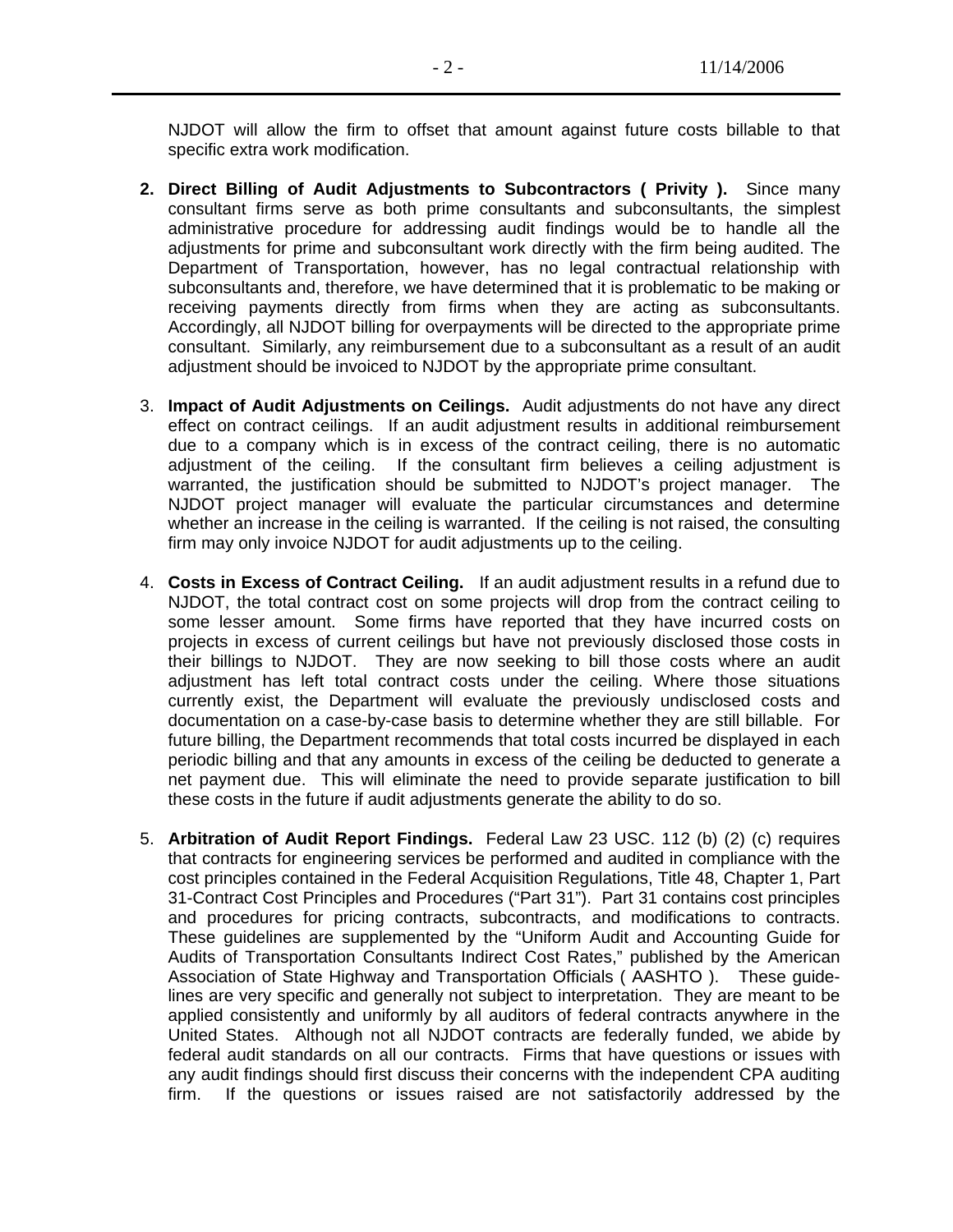NJDOT will allow the firm to offset that amount against future costs billable to that specific extra work modification.

2. **Direct Billing of Audit Adjustments to Subcontractors ( Privity ).** Since many consultant firms serve as both prime consultants and subconsultants, the simplest administrative procedure for addressing audit findings would be to handle all the adjustments for prime and subconsultant work directly with the firm being audited. The Department of Transportation, however, has no legal contractual relationship with subconsultants and, therefore, we have determined that it is problematic to be making or receiving payments directly from firms when they are acting as subconsultants. Accordingly, all NJDOT billing for overpayments will be directed to the appropriate prime consultant. Similarly, any reimbursement due to a subconsultant as a result of an audit adjustment should be invoiced to NJDOT by the appropriate prime consultant.

3. **Impact of Audit Adjustments on Ceilings.** Audit adjustments do not have any direct effect on contract ceilings. If an audit adjustment results in additional reimbursement due to a company which is in excess of the contract ceiling, there is no automatic adjustment of the ceiling. If the consultant firm believes a ceiling adjustment is warranted, the justification should be submitted to NJDOT's project manager. The NJDOT project manager will evaluate the particular circumstances and determine whether an increase in the ceiling is warranted. If the ceiling is not raised, the consulting firm may only invoice NJDOT for audit adjustments up to the ceiling.

4. **Costs in Excess of Contract Ceiling.** If an audit adjustment results in a refund due to NJDOT, the total contract cost on some projects will drop from the contract ceiling to some lesser amount. Some firms have reported that they have incurred costs on projects in excess of current ceilings but have not previously disclosed those costs in their billings to NJDOT. They are now seeking to bill those costs where an audit adjustment has left total contract costs under the ceiling. Where those situations currently exist, the Department will evaluate the previously undisclosed costs and documentation on a case-by-case basis to determine whether they are still billable. For future billing, the Department recommends that total costs incurred be displayed in each periodic billing and that any amounts in excess of the ceiling be deducted to generate a net payment due. This will eliminate the need to provide separate justification to bill these costs in the future if audit adjustments generate the ability to do so.

5. **Arbitration of Audit Report Findings.** Federal Law 23 USC. 112 (b) (2) (c) requires that contracts for engineering services be performed and audited in compliance with the cost principles contained in the Federal Acquisition Regulations, Title 48, Chapter 1, Part 31-Contract Cost Principles and Procedures ("Part 31"). Part 31 contains cost principles and procedures for pricing contracts, subcontracts, and modifications to contracts. These guidelines are supplemented by the "Uniform Audit and Accounting Guide for Audits of Transportation Consultants Indirect Cost Rates," published by the American Association of State Highway and Transportation Officials ( AASHTO ). These guidelines are very specific and generally not subject to interpretation. They are meant to be applied consistently and uniformly by all auditors of federal contracts anywhere in the United States. Although not all NJDOT contracts are federally funded, we abide by federal audit standards on all our contracts. Firms that have questions or issues with any audit findings should first discuss their concerns with the independent CPA auditing firm. If the questions or issues raised are not satisfactorily addressed by the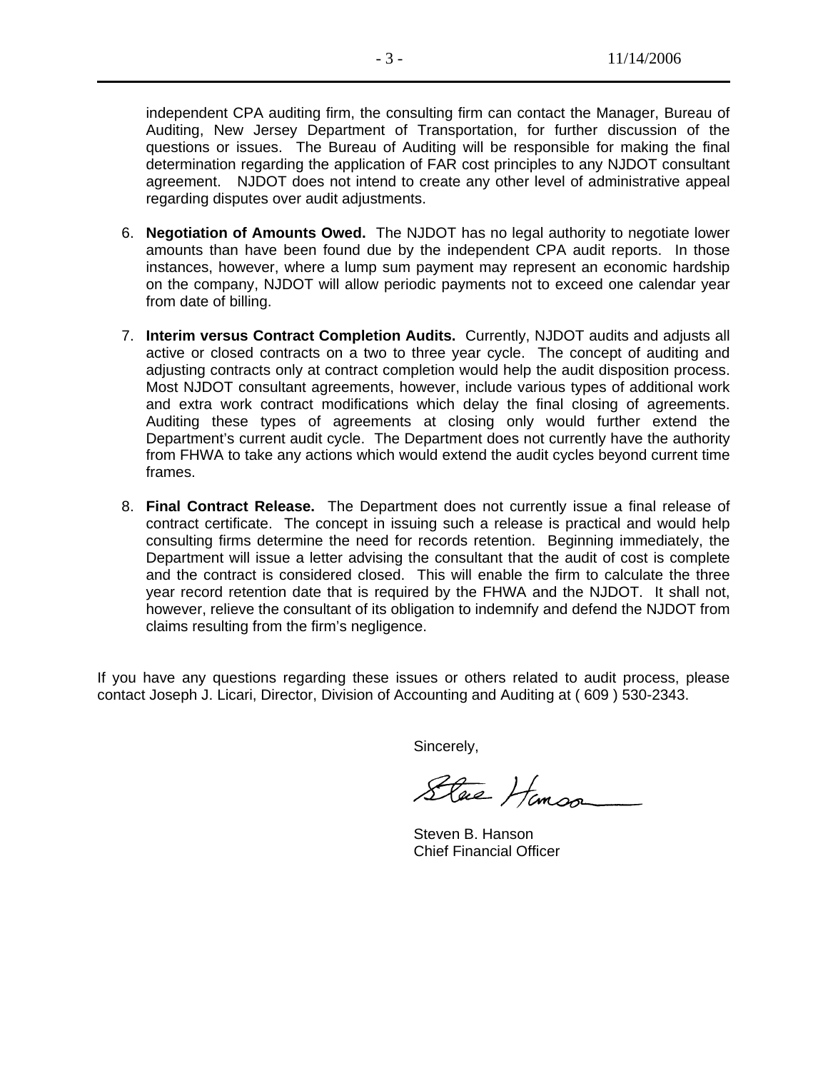independent CPA auditing firm, the consulting firm can contact the Manager, Bureau of Auditing, New Jersey Department of Transportation, for further discussion of the questions or issues. The Bureau of Auditing will be responsible for making the final determination regarding the application of FAR cost principles to any NJDOT consultant agreement. NJDOT does not intend to create any other level of administrative appeal regarding disputes over audit adjustments.

6. **Negotiation of Amounts Owed.** The NJDOT has no legal authority to negotiate lower amounts than have been found due by the independent CPA audit reports. In those instances, however, where a lump sum payment may represent an economic hardship on the company, NJDOT will allow periodic payments not to exceed one calendar year from date of billing.

7. **Interim versus Contract Completion Audits.** Currently, NJDOT audits and adjusts all active or closed contracts on a two to three year cycle. The concept of auditing and adjusting contracts only at contract completion would help the audit disposition process. Most NJDOT consultant agreements, however, include various types of additional work and extra work contract modifications which delay the final closing of agreements. Auditing these types of agreements at closing only would further extend the Department's current audit cycle. The Department does not currently have the authority from FHWA to take any actions which would extend the audit cycles beyond current time frames.

8. **Final Contract Release.** The Department does not currently issue a final release of contract certificate. The concept in issuing such a release is practical and would help consulting firms determine the need for records retention. Beginning immediately, the Department will issue a letter advising the consultant that the audit of cost is complete and the contract is considered closed. This will enable the firm to calculate the three year record retention date that is required by the FHWA and the NJDOT. It shall not, however, relieve the consultant of its obligation to indemnify and defend the NJDOT from claims resulting from the firm's negligence.

If you have any questions regarding these issues or others related to audit process, please contact Joseph J. Licari, Director, Division of Accounting and Auditing at ( 609 ) 530-2343.

Sincerely,

Steve Hanson

Steven B. Hanson
Chief Financial Officer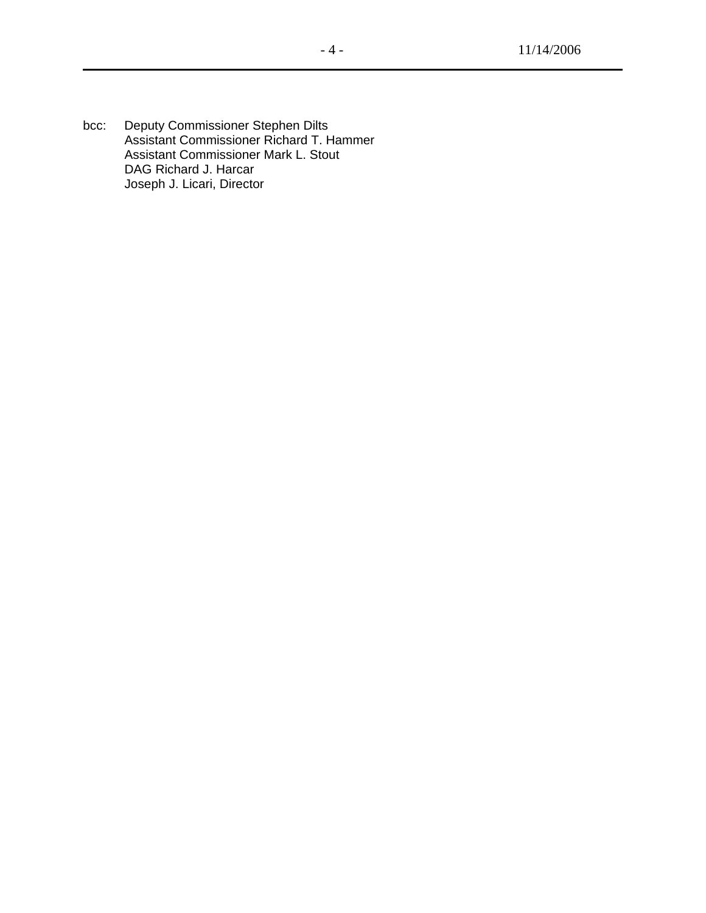bcc: Deputy Commissioner Stephen Dilts
Assistant Commissioner Richard T. Hammer
Assistant Commissioner Mark L. Stout
DAG Richard J. Harcar
Joseph J. Licari, Director